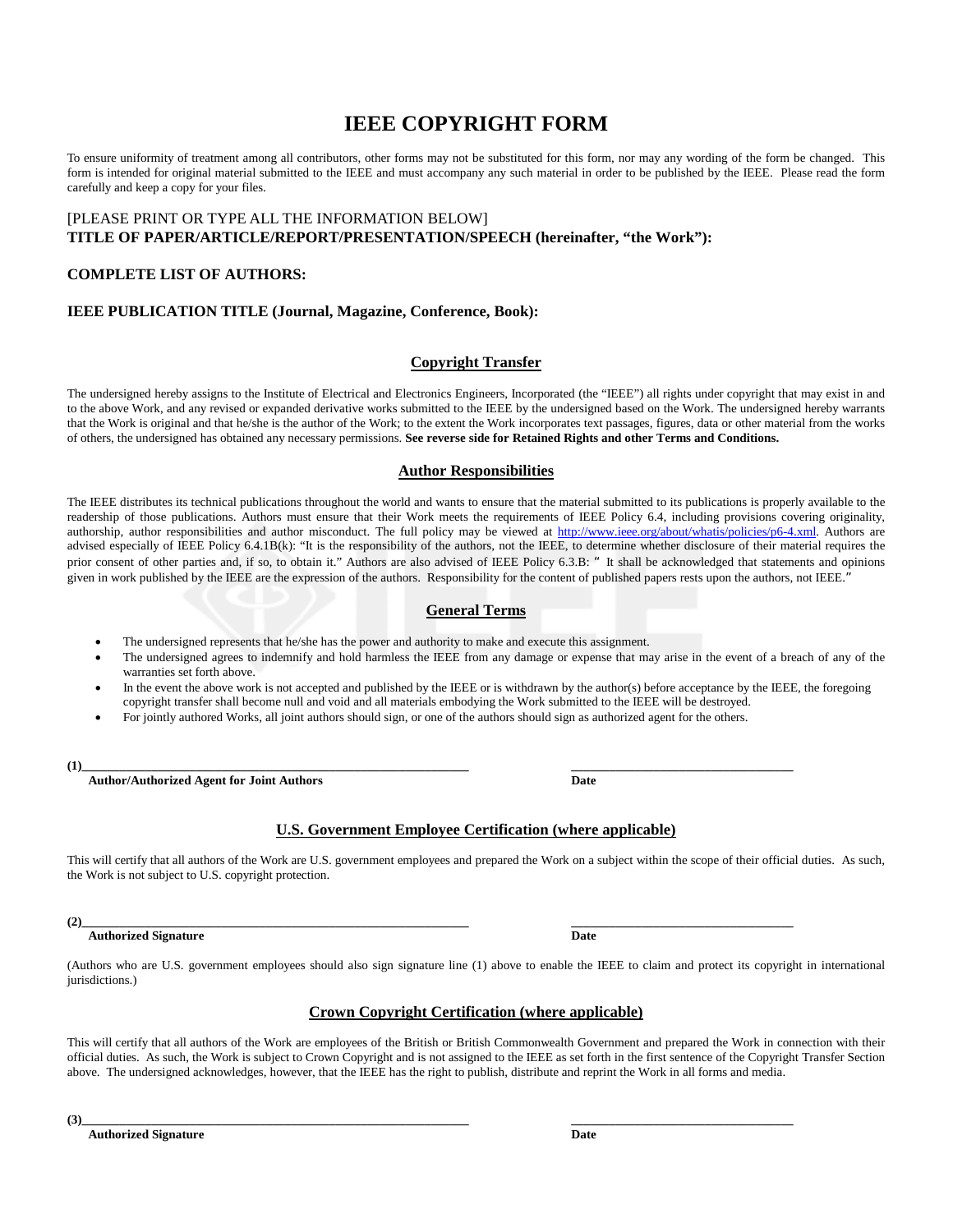# IEEE COPYRIGHT FORM

To ensure uniformity of treatment among all contributors, other forms may not be substituted for this form, nor may any wording of the form be changed. This form is intended for original material submitted to the IEEE and must accompany any such material in order to be published by the IEEE. Please read the form carefully and keep a copy for your files.

[PLEASE PRINT OR TYPE ALL THE INFORMATION BELOW]

**TITLE OF PAPER/ARTICLE/REPORT/PRESENTATION/SPEECH (hereinafter, "the Work"):**

**COMPLETE LIST OF AUTHORS:**

**IEEE PUBLICATION TITLE (Journal, Magazine, Conference, Book):**

## Copyright Transfer

The undersigned hereby assigns to the Institute of Electrical and Electronics Engineers, Incorporated (the "IEEE") all rights under copyright that may exist in and to the above Work, and any revised or expanded derivative works submitted to the IEEE by the undersigned based on the Work. The undersigned hereby warrants that the Work is original and that he/she is the author of the Work; to the extent the Work incorporates text passages, figures, data or other material from the works of others, the undersigned has obtained any necessary permissions. **See reverse side for Retained Rights and other Terms and Conditions.**

## Author Responsibilities

The IEEE distributes its technical publications throughout the world and wants to ensure that the material submitted to its publications is properly available to the readership of those publications. Authors must ensure that their Work meets the requirements of IEEE Policy 6.4, including provisions covering originality, authorship, author responsibilities and author misconduct. The full policy may be viewed at http://www.ieee.org/about/whatis/policies/p6-4.xml. Authors are advised especially of IEEE Policy 6.4.1B(k): "It is the responsibility of the authors, not the IEEE, to determine whether disclosure of their material requires the prior consent of other parties and, if so, to obtain it." Authors are also advised of IEEE Policy 6.3.B: " It shall be acknowledged that statements and opinions given in work published by the IEEE are the expression of the authors. Responsibility for the content of published papers rests upon the authors, not IEEE."

## General Terms

- The undersigned represents that he/she has the power and authority to make and execute this assignment.
- The undersigned agrees to indemnify and hold harmless the IEEE from any damage or expense that may arise in the event of a breach of any of the warranties set forth above.
- In the event the above work is not accepted and published by the IEEE or is withdrawn by the author(s) before acceptance by the IEEE, the foregoing copyright transfer shall become null and void and all materials embodying the Work submitted to the IEEE will be destroyed.
- For jointly authored Works, all joint authors should sign, or one of the authors should sign as authorized agent for the others.

**(1)**_______________________________________________ _______________________________

**Author/Authorized Agent for Joint Authors** **Date**

## U.S. Government Employee Certification (where applicable)

This will certify that all authors of the Work are U.S. government employees and prepared the Work on a subject within the scope of their official duties. As such, the Work is not subject to U.S. copyright protection.

**(2)**_______________________________________________ _______________________________

**Authorized Signature** **Date**

(Authors who are U.S. government employees should also sign signature line (1) above to enable the IEEE to claim and protect its copyright in international jurisdictions.)

## Crown Copyright Certification (where applicable)

This will certify that all authors of the Work are employees of the British or British Commonwealth Government and prepared the Work in connection with their official duties. As such, the Work is subject to Crown Copyright and is not assigned to the IEEE as set forth in the first sentence of the Copyright Transfer Section above. The undersigned acknowledges, however, that the IEEE has the right to publish, distribute and reprint the Work in all forms and media.

**(3)**_______________________________________________ _______________________________

**Authorized Signature** **Date**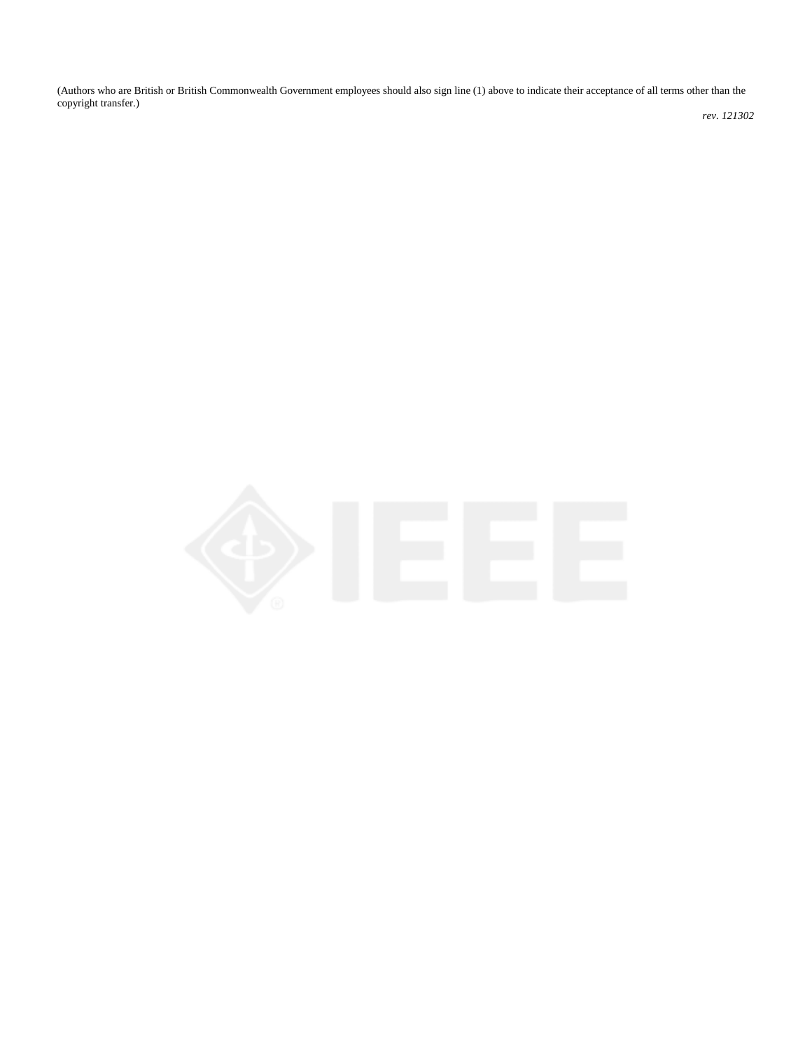(Authors who are British or British Commonwealth Government employees should also sign line (1) above to indicate their acceptance of all terms other than the copyright transfer.)

*rev. 121302*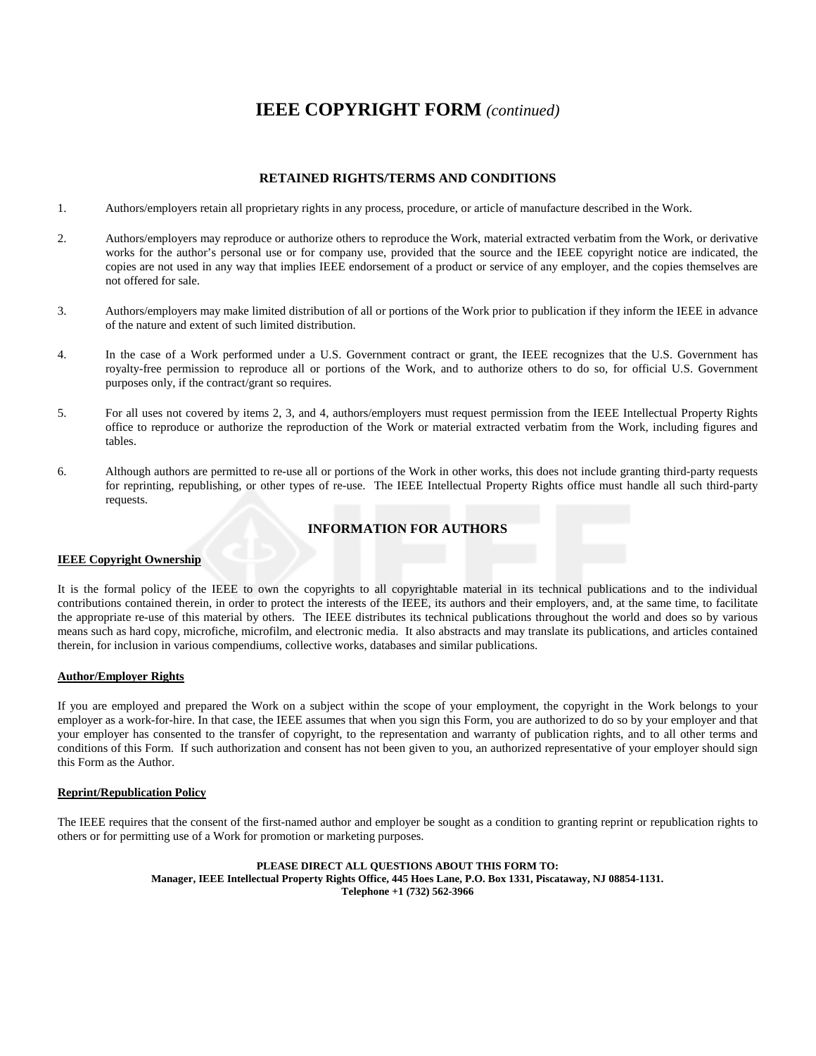# IEEE COPYRIGHT FORM *(continued)*

## RETAINED RIGHTS/TERMS AND CONDITIONS

1. Authors/employers retain all proprietary rights in any process, procedure, or article of manufacture described in the Work.

2. Authors/employers may reproduce or authorize others to reproduce the Work, material extracted verbatim from the Work, or derivative works for the author's personal use or for company use, provided that the source and the IEEE copyright notice are indicated, the copies are not used in any way that implies IEEE endorsement of a product or service of any employer, and the copies themselves are not offered for sale.

3. Authors/employers may make limited distribution of all or portions of the Work prior to publication if they inform the IEEE in advance of the nature and extent of such limited distribution.

4. In the case of a Work performed under a U.S. Government contract or grant, the IEEE recognizes that the U.S. Government has royalty-free permission to reproduce all or portions of the Work, and to authorize others to do so, for official U.S. Government purposes only, if the contract/grant so requires.

5. For all uses not covered by items 2, 3, and 4, authors/employers must request permission from the IEEE Intellectual Property Rights office to reproduce or authorize the reproduction of the Work or material extracted verbatim from the Work, including figures and tables.

6. Although authors are permitted to re-use all or portions of the Work in other works, this does not include granting third-party requests for reprinting, republishing, or other types of re-use. The IEEE Intellectual Property Rights office must handle all such third-party requests.

## INFORMATION FOR AUTHORS

**IEEE Copyright Ownership**

It is the formal policy of the IEEE to own the copyrights to all copyrightable material in its technical publications and to the individual contributions contained therein, in order to protect the interests of the IEEE, its authors and their employers, and, at the same time, to facilitate the appropriate re-use of this material by others. The IEEE distributes its technical publications throughout the world and does so by various means such as hard copy, microfiche, microfilm, and electronic media. It also abstracts and may translate its publications, and articles contained therein, for inclusion in various compendiums, collective works, databases and similar publications.

**Author/Employer Rights**

If you are employed and prepared the Work on a subject within the scope of your employment, the copyright in the Work belongs to your employer as a work-for-hire. In that case, the IEEE assumes that when you sign this Form, you are authorized to do so by your employer and that your employer has consented to the transfer of copyright, to the representation and warranty of publication rights, and to all other terms and conditions of this Form. If such authorization and consent has not been given to you, an authorized representative of your employer should sign this Form as the Author.

**Reprint/Republication Policy**

The IEEE requires that the consent of the first-named author and employer be sought as a condition to granting reprint or republication rights to others or for permitting use of a Work for promotion or marketing purposes.

**PLEASE DIRECT ALL QUESTIONS ABOUT THIS FORM TO:**
**Manager, IEEE Intellectual Property Rights Office, 445 Hoes Lane, P.O. Box 1331, Piscataway, NJ 08854-1131.**
**Telephone +1 (732) 562-3966**